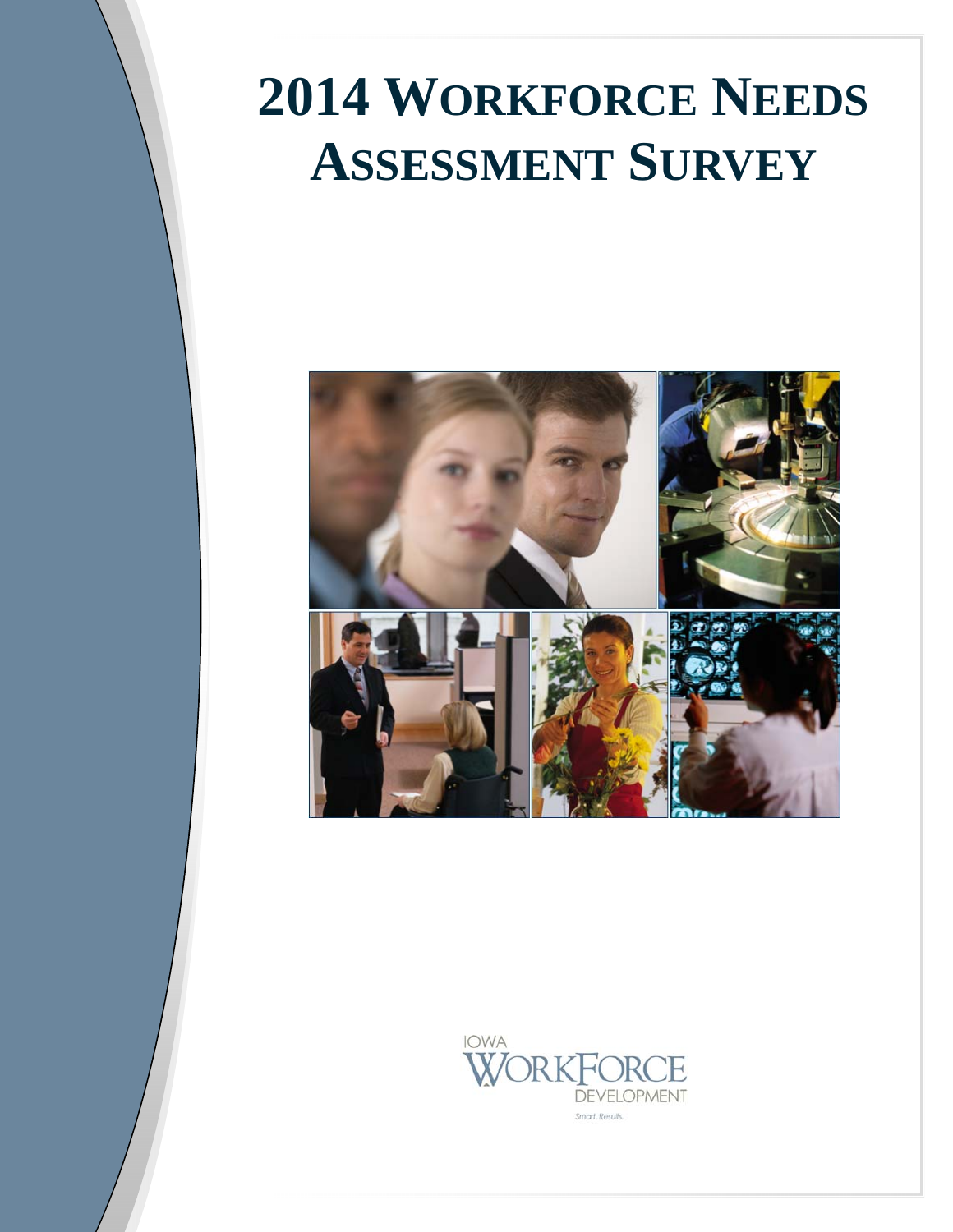# 2014 Workforce Needs Assessment Survey

IOWA WORKFORCE DEVELOPMENT

Smart. Results.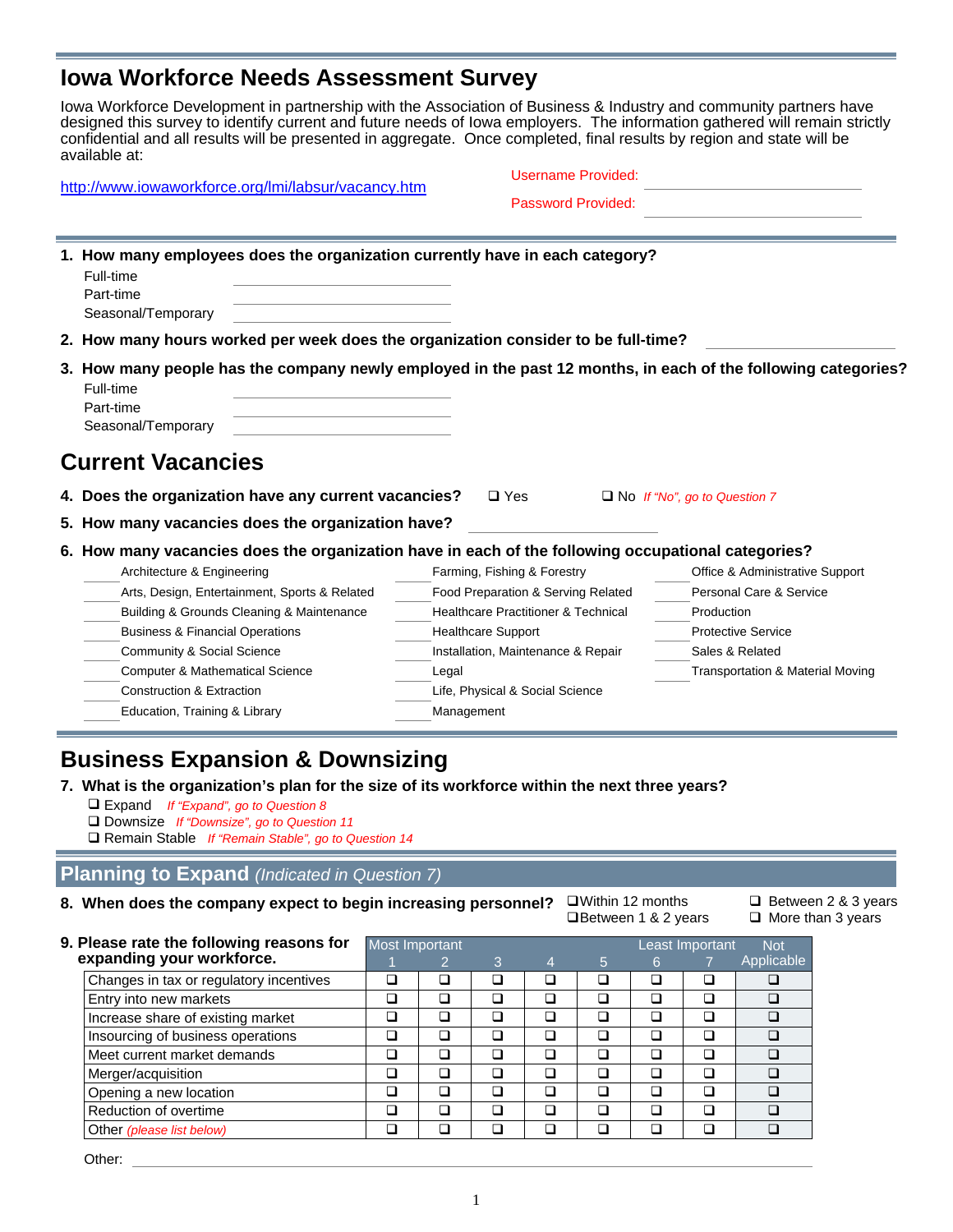# Iowa Workforce Needs Assessment Survey

Iowa Workforce Development in partnership with the Association of Business & Industry and community partners have designed this survey to identify current and future needs of Iowa employers. The information gathered will remain strictly confidential and all results will be presented in aggregate. Once completed, final results by region and state will be available at:

http://www.iowaworkforce.org/lmi/labsur/vacancy.htm

Username Provided: ______________________

Password Provided: ______________________

**1. How many employees does the organization currently have in each category?**

Full-time ______________________
Part-time ______________________
Seasonal/Temporary ______________________

**2. How many hours worked per week does the organization consider to be full-time?** ______________________

**3. How many people has the company newly employed in the past 12 months, in each of the following categories?**

Full-time ______________________
Part-time ______________________
Seasonal/Temporary ______________________

## Current Vacancies

**4. Does the organization have any current vacancies?** ❑ Yes ❑ No *If "No", go to Question 7*

**5. How many vacancies does the organization have?** ______________________

**6. How many vacancies does the organization have in each of the following occupational categories?**

____ Architecture & Engineering
____ Arts, Design, Entertainment, Sports & Related
____ Building & Grounds Cleaning & Maintenance
____ Business & Financial Operations
____ Community & Social Science
____ Computer & Mathematical Science
____ Construction & Extraction
____ Education, Training & Library
____ Farming, Fishing & Forestry
____ Food Preparation & Serving Related
____ Healthcare Practitioner & Technical
____ Healthcare Support
____ Installation, Maintenance & Repair
____ Legal
____ Life, Physical & Social Science
____ Management
____ Office & Administrative Support
____ Personal Care & Service
____ Production
____ Protective Service
____ Sales & Related
____ Transportation & Material Moving

## Business Expansion & Downsizing

**7. What is the organization's plan for the size of its workforce within the next three years?**

❑ Expand *If "Expand", go to Question 8*
❑ Downsize *If "Downsize", go to Question 11*
❑ Remain Stable *If "Remain Stable", go to Question 14*

## Planning to Expand *(Indicated in Question 7)*

**8. When does the company expect to begin increasing personnel?**

❑ Within 12 months
❑ Between 1 & 2 years
❑ Between 2 & 3 years
❑ More than 3 years

**9. Please rate the following reasons for expanding your workforce.**

| | Most Important 1 | 2 | 3 | 4 | 5 | Least Important 6 | 7 | Not Applicable |
|---|---|---|---|---|---|---|---|---|
| Changes in tax or regulatory incentives | ❑ | ❑ | ❑ | ❑ | ❑ | ❑ | ❑ | ❑ |
| Entry into new markets | ❑ | ❑ | ❑ | ❑ | ❑ | ❑ | ❑ | ❑ |
| Increase share of existing market | ❑ | ❑ | ❑ | ❑ | ❑ | ❑ | ❑ | ❑ |
| Insourcing of business operations | ❑ | ❑ | ❑ | ❑ | ❑ | ❑ | ❑ | ❑ |
| Meet current market demands | ❑ | ❑ | ❑ | ❑ | ❑ | ❑ | ❑ | ❑ |
| Merger/acquisition | ❑ | ❑ | ❑ | ❑ | ❑ | ❑ | ❑ | ❑ |
| Opening a new location | ❑ | ❑ | ❑ | ❑ | ❑ | ❑ | ❑ | ❑ |
| Reduction of overtime | ❑ | ❑ | ❑ | ❑ | ❑ | ❑ | ❑ | ❑ |
| Other *(please list below)* | ❑ | ❑ | ❑ | ❑ | ❑ | ❑ | ❑ | ❑ |

Other: ______________________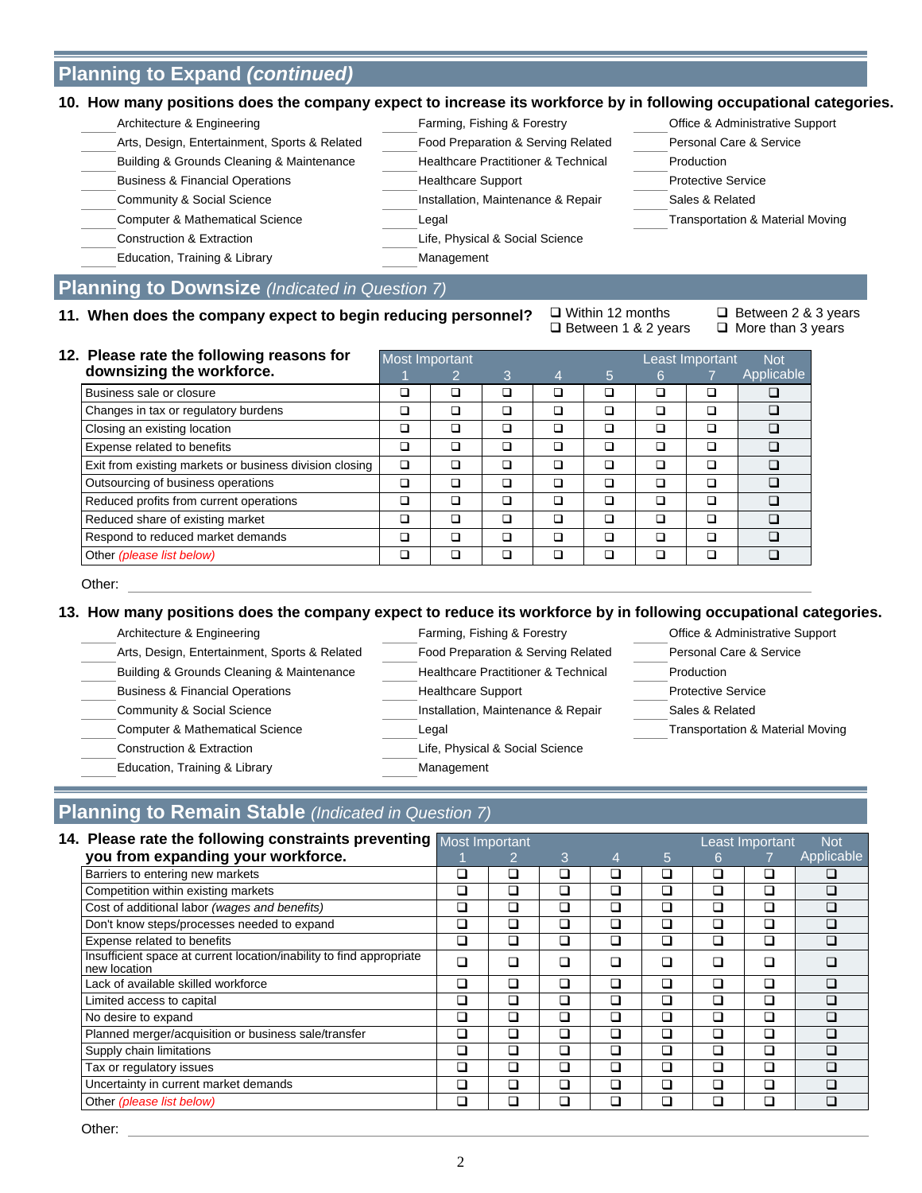## Planning to Expand *(continued)*

**10. How many positions does the company expect to increase its workforce by in following occupational categories.**

- ______ Architecture & Engineering
- ______ Arts, Design, Entertainment, Sports & Related
- ______ Building & Grounds Cleaning & Maintenance
- ______ Business & Financial Operations
- ______ Community & Social Science
- ______ Computer & Mathematical Science
- ______ Construction & Extraction
- ______ Education, Training & Library
- ______ Farming, Fishing & Forestry
- ______ Food Preparation & Serving Related
- ______ Healthcare Practitioner & Technical
- ______ Healthcare Support
- ______ Installation, Maintenance & Repair
- ______ Legal
- ______ Life, Physical & Social Science
- ______ Management
- ______ Office & Administrative Support
- ______ Personal Care & Service
- ______ Production
- ______ Protective Service
- ______ Sales & Related
- ______ Transportation & Material Moving

## Planning to Downsize *(Indicated in Question 7)*

**11. When does the company expect to begin reducing personnel?**

- ❑ Within 12 months
- ❑ Between 1 & 2 years
- ❑ Between 2 & 3 years
- ❑ More than 3 years

**12. Please rate the following reasons for downsizing the workforce.**

| | Most Important 1 | 2 | 3 | 4 | 5 | 6 | Least Important 7 | Not Applicable |
|---|---|---|---|---|---|---|---|---|
| Business sale or closure | ❑ | ❑ | ❑ | ❑ | ❑ | ❑ | ❑ | ❑ |
| Changes in tax or regulatory burdens | ❑ | ❑ | ❑ | ❑ | ❑ | ❑ | ❑ | ❑ |
| Closing an existing location | ❑ | ❑ | ❑ | ❑ | ❑ | ❑ | ❑ | ❑ |
| Expense related to benefits | ❑ | ❑ | ❑ | ❑ | ❑ | ❑ | ❑ | ❑ |
| Exit from existing markets or business division closing | ❑ | ❑ | ❑ | ❑ | ❑ | ❑ | ❑ | ❑ |
| Outsourcing of business operations | ❑ | ❑ | ❑ | ❑ | ❑ | ❑ | ❑ | ❑ |
| Reduced profits from current operations | ❑ | ❑ | ❑ | ❑ | ❑ | ❑ | ❑ | ❑ |
| Reduced share of existing market | ❑ | ❑ | ❑ | ❑ | ❑ | ❑ | ❑ | ❑ |
| Respond to reduced market demands | ❑ | ❑ | ❑ | ❑ | ❑ | ❑ | ❑ | ❑ |
| Other *(please list below)* | ❑ | ❑ | ❑ | ❑ | ❑ | ❑ | ❑ | ❑ |

Other: ______________________________

**13. How many positions does the company expect to reduce its workforce by in following occupational categories.**

- ______ Architecture & Engineering
- ______ Arts, Design, Entertainment, Sports & Related
- ______ Building & Grounds Cleaning & Maintenance
- ______ Business & Financial Operations
- ______ Community & Social Science
- ______ Computer & Mathematical Science
- ______ Construction & Extraction
- ______ Education, Training & Library
- ______ Farming, Fishing & Forestry
- ______ Food Preparation & Serving Related
- ______ Healthcare Practitioner & Technical
- ______ Healthcare Support
- ______ Installation, Maintenance & Repair
- ______ Legal
- ______ Life, Physical & Social Science
- ______ Management
- ______ Office & Administrative Support
- ______ Personal Care & Service
- ______ Production
- ______ Protective Service
- ______ Sales & Related
- ______ Transportation & Material Moving

## Planning to Remain Stable *(Indicated in Question 7)*

**14. Please rate the following constraints preventing you from expanding your workforce.**

| | Most Important 1 | 2 | 3 | 4 | 5 | 6 | Least Important 7 | Not Applicable |
|---|---|---|---|---|---|---|---|---|
| Barriers to entering new markets | ❑ | ❑ | ❑ | ❑ | ❑ | ❑ | ❑ | ❑ |
| Competition within existing markets | ❑ | ❑ | ❑ | ❑ | ❑ | ❑ | ❑ | ❑ |
| Cost of additional labor *(wages and benefits)* | ❑ | ❑ | ❑ | ❑ | ❑ | ❑ | ❑ | ❑ |
| Don't know steps/processes needed to expand | ❑ | ❑ | ❑ | ❑ | ❑ | ❑ | ❑ | ❑ |
| Expense related to benefits | ❑ | ❑ | ❑ | ❑ | ❑ | ❑ | ❑ | ❑ |
| Insufficient space at current location/inability to find appropriate new location | ❑ | ❑ | ❑ | ❑ | ❑ | ❑ | ❑ | ❑ |
| Lack of available skilled workforce | ❑ | ❑ | ❑ | ❑ | ❑ | ❑ | ❑ | ❑ |
| Limited access to capital | ❑ | ❑ | ❑ | ❑ | ❑ | ❑ | ❑ | ❑ |
| No desire to expand | ❑ | ❑ | ❑ | ❑ | ❑ | ❑ | ❑ | ❑ |
| Planned merger/acquisition or business sale/transfer | ❑ | ❑ | ❑ | ❑ | ❑ | ❑ | ❑ | ❑ |
| Supply chain limitations | ❑ | ❑ | ❑ | ❑ | ❑ | ❑ | ❑ | ❑ |
| Tax or regulatory issues | ❑ | ❑ | ❑ | ❑ | ❑ | ❑ | ❑ | ❑ |
| Uncertainty in current market demands | ❑ | ❑ | ❑ | ❑ | ❑ | ❑ | ❑ | ❑ |
| Other *(please list below)* | ❑ | ❑ | ❑ | ❑ | ❑ | ❑ | ❑ | ❑ |

Other: ______________________________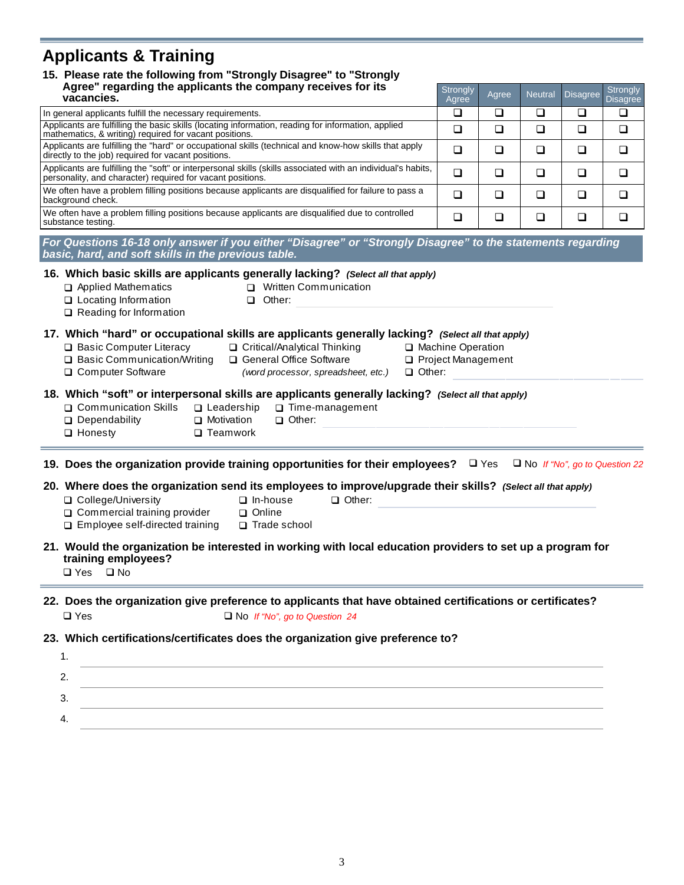## Applicants & Training

**15. Please rate the following from "Strongly Disagree" to "Strongly Agree" regarding the applicants the company receives for its vacancies.**

| | Strongly Agree | Agree | Neutral | Disagree | Strongly Disagree |
|---|---|---|---|---|---|
| In general applicants fulfill the necessary requirements. | ❑ | ❑ | ❑ | ❑ | ❑ |
| Applicants are fulfilling the basic skills (locating information, reading for information, applied mathematics, & writing) required for vacant positions. | ❑ | ❑ | ❑ | ❑ | ❑ |
| Applicants are fulfilling the "hard" or occupational skills (technical and know-how skills that apply directly to the job) required for vacant positions. | ❑ | ❑ | ❑ | ❑ | ❑ |
| Applicants are fulfilling the "soft" or interpersonal skills (skills associated with an individual's habits, personality, and character) required for vacant positions. | ❑ | ❑ | ❑ | ❑ | ❑ |
| We often have a problem filling positions because applicants are disqualified for failure to pass a background check. | ❑ | ❑ | ❑ | ❑ | ❑ |
| We often have a problem filling positions because applicants are disqualified due to controlled substance testing. | ❑ | ❑ | ❑ | ❑ | ❑ |

***For Questions 16-18 only answer if you either "Disagree" or "Strongly Disagree" to the statements regarding basic, hard, and soft skills in the previous table.***

**16. Which basic skills are applicants generally lacking?** ***(Select all that apply)***

- ❑ Applied Mathematics
- ❑ Locating Information
- ❑ Reading for Information
- ❑ Written Communication
- ❑ Other: ______________________

**17. Which "hard" or occupational skills are applicants generally lacking?** ***(Select all that apply)***

- ❑ Basic Computer Literacy
- ❑ Basic Communication/Writing
- ❑ Computer Software
- ❑ Critical/Analytical Thinking
- ❑ General Office Software *(word processor, spreadsheet, etc.)*
- ❑ Machine Operation
- ❑ Project Management
- ❑ Other: ______________________

**18. Which "soft" or interpersonal skills are applicants generally lacking?** ***(Select all that apply)***

- ❑ Communication Skills
- ❑ Dependability
- ❑ Honesty
- ❑ Leadership
- ❑ Motivation
- ❑ Teamwork
- ❑ Time-management
- ❑ Other: ______________________

---

**19. Does the organization provide training opportunities for their employees?** ❑ Yes ❑ No *If "No", go to Question 22*

**20. Where does the organization send its employees to improve/upgrade their skills?** ***(Select all that apply)***

- ❑ College/University
- ❑ Commercial training provider
- ❑ Employee self-directed training
- ❑ In-house
- ❑ Online
- ❑ Trade school
- ❑ Other: ______________________

**21. Would the organization be interested in working with local education providers to set up a program for training employees?**

❑ Yes ❑ No

---

**22. Does the organization give preference to applicants that have obtained certifications or certificates?**

❑ Yes ❑ No *If "No", go to Question 24*

**23. Which certifications/certificates does the organization give preference to?**

1. ______________________
2. ______________________
3. ______________________
4. ______________________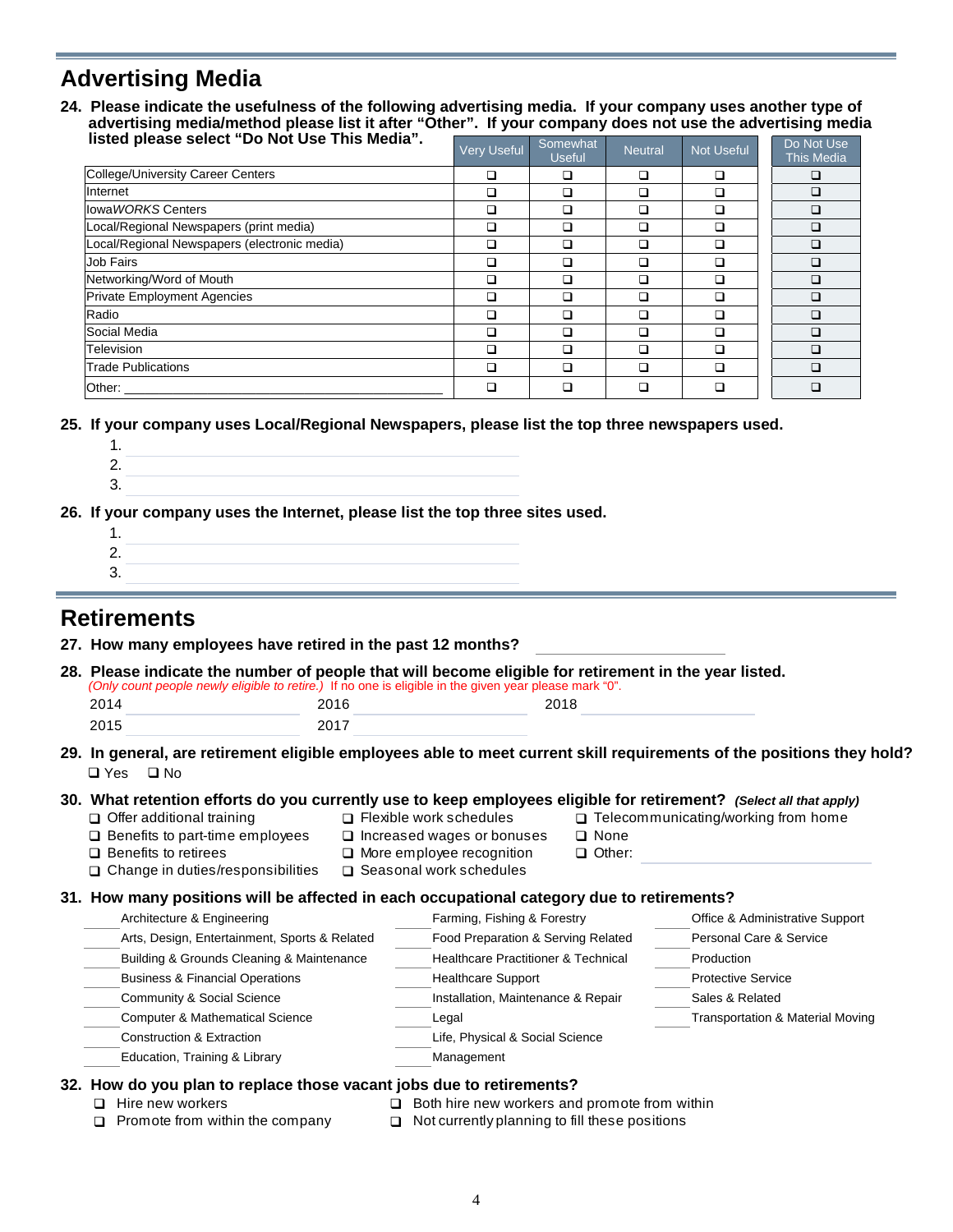## Advertising Media

**24. Please indicate the usefulness of the following advertising media. If your company uses another type of advertising media/method please list it after "Other". If your company does not use the advertising media listed please select "Do Not Use This Media".**

| | Very Useful | Somewhat Useful | Neutral | Not Useful | Do Not Use This Media |
|---|---|---|---|---|---|
| College/University Career Centers | ❑ | ❑ | ❑ | ❑ | ❑ |
| Internet | ❑ | ❑ | ❑ | ❑ | ❑ |
| Iowa*WORKS* Centers | ❑ | ❑ | ❑ | ❑ | ❑ |
| Local/Regional Newspapers (print media) | ❑ | ❑ | ❑ | ❑ | ❑ |
| Local/Regional Newspapers (electronic media) | ❑ | ❑ | ❑ | ❑ | ❑ |
| Job Fairs | ❑ | ❑ | ❑ | ❑ | ❑ |
| Networking/Word of Mouth | ❑ | ❑ | ❑ | ❑ | ❑ |
| Private Employment Agencies | ❑ | ❑ | ❑ | ❑ | ❑ |
| Radio | ❑ | ❑ | ❑ | ❑ | ❑ |
| Social Media | ❑ | ❑ | ❑ | ❑ | ❑ |
| Television | ❑ | ❑ | ❑ | ❑ | ❑ |
| Trade Publications | ❑ | ❑ | ❑ | ❑ | ❑ |
| Other: ____________________ | ❑ | ❑ | ❑ | ❑ | ❑ |

**25. If your company uses Local/Regional Newspapers, please list the top three newspapers used.**

1. ____________________
2. ____________________
3. ____________________

**26. If your company uses the Internet, please list the top three sites used.**

1. ____________________
2. ____________________
3. ____________________

## Retirements

**27. How many employees have retired in the past 12 months?** ____________________

**28. Please indicate the number of people that will become eligible for retirement in the year listed.**
*(Only count people newly eligible to retire.)* If no one is eligible in the given year please mark "0".

2014 ____________ 2016 ____________ 2018 ____________
2015 ____________ 2017 ____________

**29. In general, are retirement eligible employees able to meet current skill requirements of the positions they hold?**

❑ Yes ❑ No

**30. What retention efforts do you currently use to keep employees eligible for retirement?** ***(Select all that apply)***

- ❑ Offer additional training
- ❑ Benefits to part-time employees
- ❑ Benefits to retirees
- ❑ Change in duties/responsibilities
- ❑ Flexible work schedules
- ❑ Increased wages or bonuses
- ❑ More employee recognition
- ❑ Seasonal work schedules
- ❑ Telecommunicating/working from home
- ❑ None
- ❑ Other: ____________________

**31. How many positions will be affected in each occupational category due to retirements?**

- ______ Architecture & Engineering
- ______ Arts, Design, Entertainment, Sports & Related
- ______ Building & Grounds Cleaning & Maintenance
- ______ Business & Financial Operations
- ______ Community & Social Science
- ______ Computer & Mathematical Science
- ______ Construction & Extraction
- ______ Education, Training & Library
- ______ Farming, Fishing & Forestry
- ______ Food Preparation & Serving Related
- ______ Healthcare Practitioner & Technical
- ______ Healthcare Support
- ______ Installation, Maintenance & Repair
- ______ Legal
- ______ Life, Physical & Social Science
- ______ Management
- ______ Office & Administrative Support
- ______ Personal Care & Service
- ______ Production
- ______ Protective Service
- ______ Sales & Related
- ______ Transportation & Material Moving

**32. How do you plan to replace those vacant jobs due to retirements?**

- ❑ Hire new workers
- ❑ Promote from within the company
- ❑ Both hire new workers and promote from within
- ❑ Not currently planning to fill these positions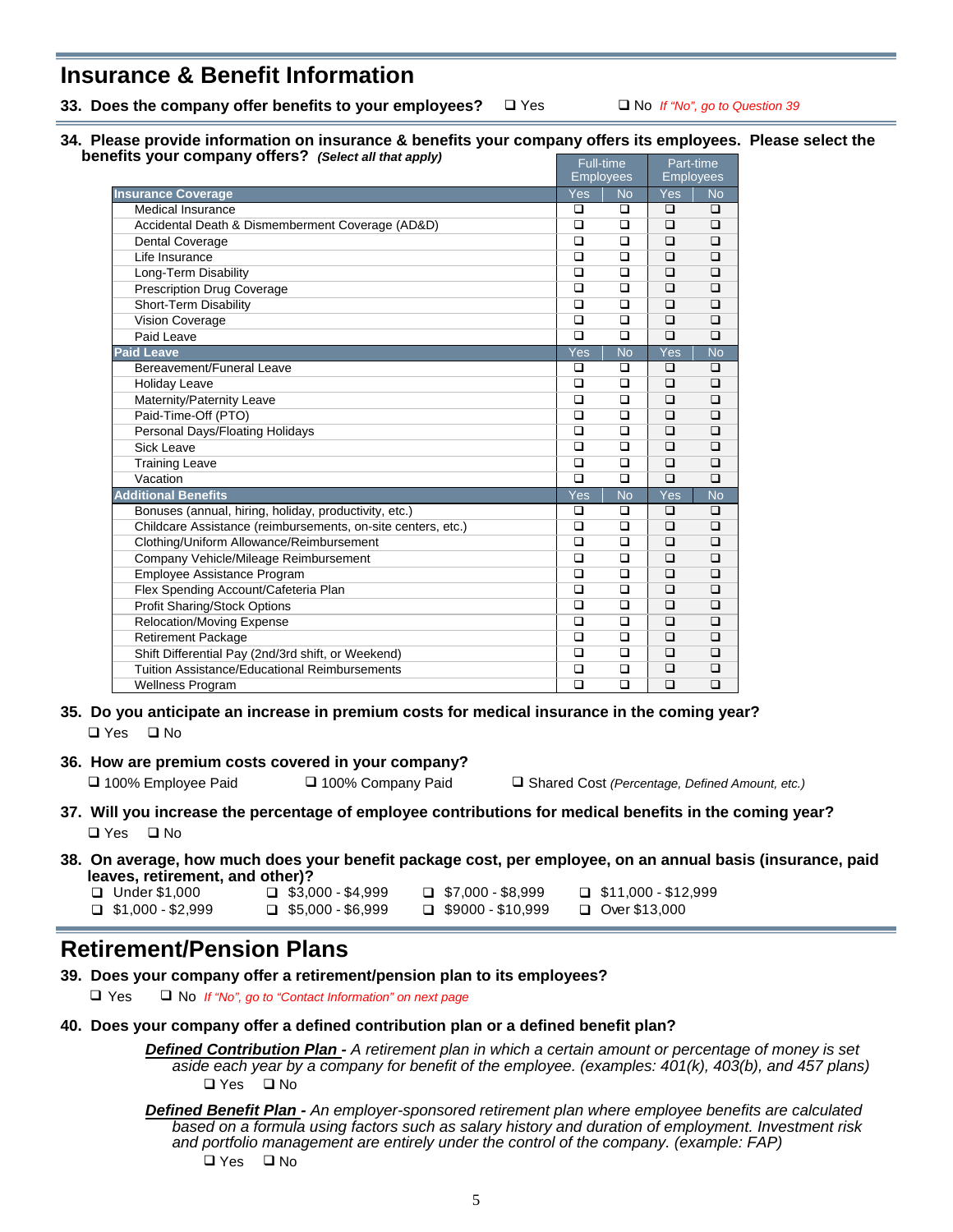## Insurance & Benefit Information

**33. Does the company offer benefits to your employees?** ❑ Yes ❑ No *If "No", go to Question 39*

**34. Please provide information on insurance & benefits your company offers its employees. Please select the benefits your company offers?** *(Select all that apply)*

| | Full-time Employees | | Part-time Employees | |
|---|---|---|---|---|
| **Insurance Coverage** | Yes | No | Yes | No |
| Medical Insurance | ❑ | ❑ | ❑ | ❑ |
| Accidental Death & Dismemberment Coverage (AD&D) | ❑ | ❑ | ❑ | ❑ |
| Dental Coverage | ❑ | ❑ | ❑ | ❑ |
| Life Insurance | ❑ | ❑ | ❑ | ❑ |
| Long-Term Disability | ❑ | ❑ | ❑ | ❑ |
| Prescription Drug Coverage | ❑ | ❑ | ❑ | ❑ |
| Short-Term Disability | ❑ | ❑ | ❑ | ❑ |
| Vision Coverage | ❑ | ❑ | ❑ | ❑ |
| Paid Leave | ❑ | ❑ | ❑ | ❑ |
| **Paid Leave** | Yes | No | Yes | No |
| Bereavement/Funeral Leave | ❑ | ❑ | ❑ | ❑ |
| Holiday Leave | ❑ | ❑ | ❑ | ❑ |
| Maternity/Paternity Leave | ❑ | ❑ | ❑ | ❑ |
| Paid-Time-Off (PTO) | ❑ | ❑ | ❑ | ❑ |
| Personal Days/Floating Holidays | ❑ | ❑ | ❑ | ❑ |
| Sick Leave | ❑ | ❑ | ❑ | ❑ |
| Training Leave | ❑ | ❑ | ❑ | ❑ |
| Vacation | ❑ | ❑ | ❑ | ❑ |
| **Additional Benefits** | Yes | No | Yes | No |
| Bonuses (annual, hiring, holiday, productivity, etc.) | ❑ | ❑ | ❑ | ❑ |
| Childcare Assistance (reimbursements, on-site centers, etc.) | ❑ | ❑ | ❑ | ❑ |
| Clothing/Uniform Allowance/Reimbursement | ❑ | ❑ | ❑ | ❑ |
| Company Vehicle/Mileage Reimbursement | ❑ | ❑ | ❑ | ❑ |
| Employee Assistance Program | ❑ | ❑ | ❑ | ❑ |
| Flex Spending Account/Cafeteria Plan | ❑ | ❑ | ❑ | ❑ |
| Profit Sharing/Stock Options | ❑ | ❑ | ❑ | ❑ |
| Relocation/Moving Expense | ❑ | ❑ | ❑ | ❑ |
| Retirement Package | ❑ | ❑ | ❑ | ❑ |
| Shift Differential Pay (2nd/3rd shift, or Weekend) | ❑ | ❑ | ❑ | ❑ |
| Tuition Assistance/Educational Reimbursements | ❑ | ❑ | ❑ | ❑ |
| Wellness Program | ❑ | ❑ | ❑ | ❑ |

**35. Do you anticipate an increase in premium costs for medical insurance in the coming year?**

❑ Yes ❑ No

**36. How are premium costs covered in your company?**

❑ 100% Employee Paid ❑ 100% Company Paid ❑ Shared Cost *(Percentage, Defined Amount, etc.)*

**37. Will you increase the percentage of employee contributions for medical benefits in the coming year?**

❑ Yes ❑ No

**38. On average, how much does your benefit package cost, per employee, on an annual basis (insurance, paid leaves, retirement, and other)?**

❑ Under $1,000 ❑ $3,000 - $4,999 ❑ $7,000 - $8,999 ❑ $11,000 - $12,999
❑ $1,000 - $2,999 ❑ $5,000 - $6,999 ❑ $9000 - $10,999 ❑ Over $13,000

## Retirement/Pension Plans

**39. Does your company offer a retirement/pension plan to its employees?**

❑ Yes ❑ No *If "No", go to "Contact Information" on next page*

**40. Does your company offer a defined contribution plan or a defined benefit plan?**

***Defined Contribution Plan -*** *A retirement plan in which a certain amount or percentage of money is set aside each year by a company for benefit of the employee. (examples: 401(k), 403(b), and 457 plans)*

❑ Yes ❑ No

***Defined Benefit Plan -*** *An employer-sponsored retirement plan where employee benefits are calculated based on a formula using factors such as salary history and duration of employment. Investment risk and portfolio management are entirely under the control of the company. (example: FAP)*

❑ Yes ❑ No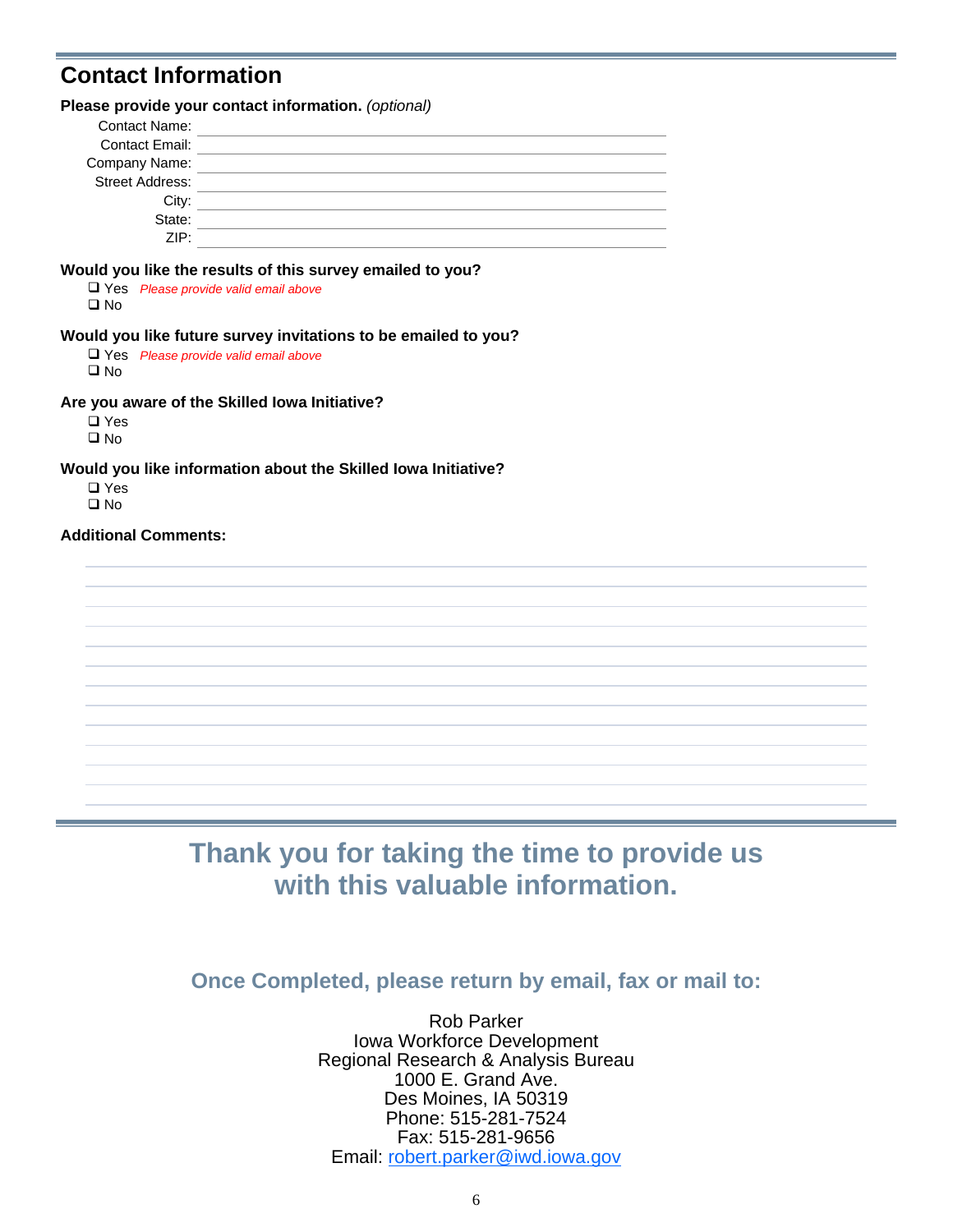## Contact Information

**Please provide your contact information.** *(optional)*

Contact Name: ______________________

Contact Email: ______________________

Company Name: ______________________

Street Address: ______________________

City: ______________________

State: ______________________

ZIP: ______________________

**Would you like the results of this survey emailed to you?**

- ❑ Yes *Please provide valid email above*
- ❑ No

**Would you like future survey invitations to be emailed to you?**

- ❑ Yes *Please provide valid email above*
- ❑ No

**Are you aware of the Skilled Iowa Initiative?**

- ❑ Yes
- ❑ No

**Would you like information about the Skilled Iowa Initiative?**

- ❑ Yes
- ❑ No

**Additional Comments:**

______________________________________________

______________________________________________

______________________________________________

______________________________________________

______________________________________________

______________________________________________

______________________________________________

______________________________________________

______________________________________________

______________________________________________

______________________________________________

______________________________________________

______________________________________________

## Thank you for taking the time to provide us with this valuable information.

### Once Completed, please return by email, fax or mail to:

Rob Parker
Iowa Workforce Development
Regional Research & Analysis Bureau
1000 E. Grand Ave.
Des Moines, IA 50319
Phone: 515-281-7524
Fax: 515-281-9656
Email: robert.parker@iwd.iowa.gov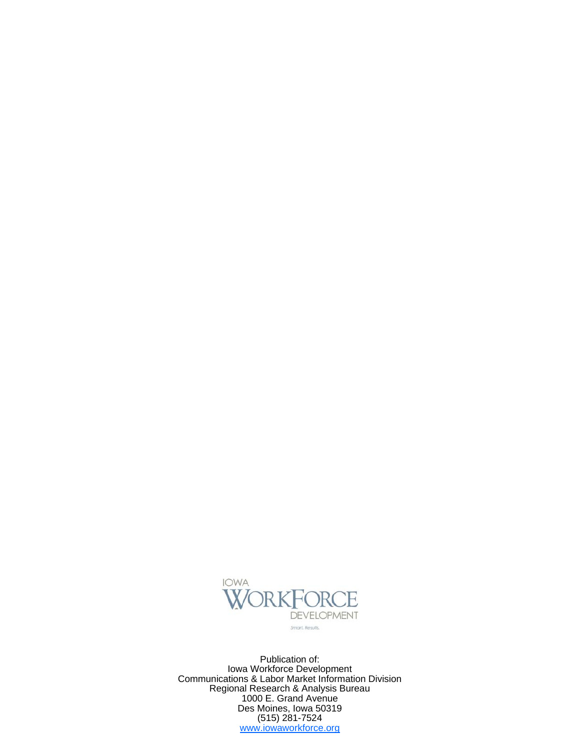IOWA WORKFORCE DEVELOPMENT

Smart. Results.

Publication of:
Iowa Workforce Development
Communications & Labor Market Information Division
Regional Research & Analysis Bureau
1000 E. Grand Avenue
Des Moines, Iowa 50319
(515) 281-7524
www.iowaworkforce.org